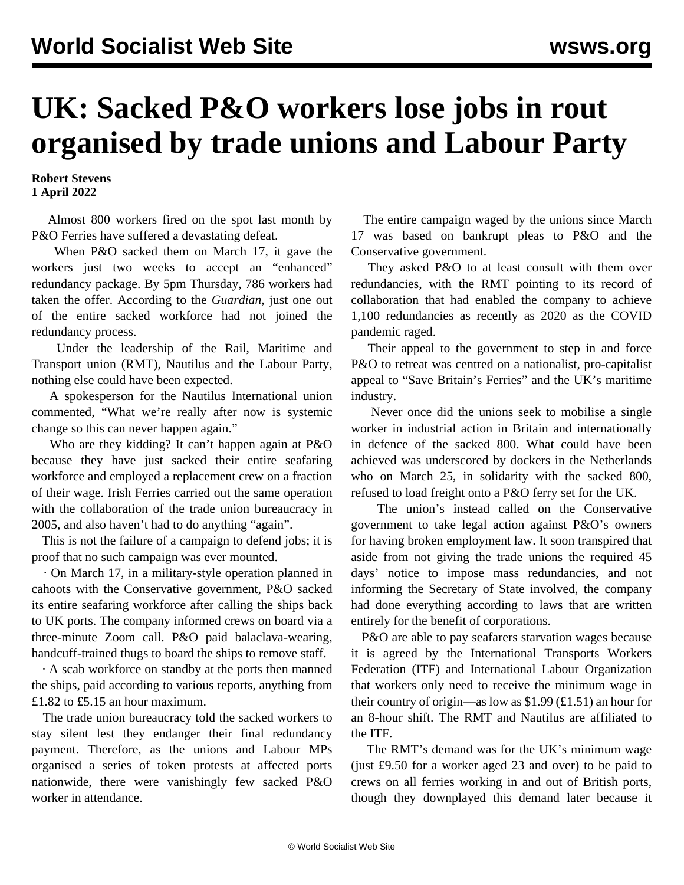# UK: Sacked P&O workers lose jobs in rout organised by trade unions and Labour Party

**Robert Stevens**
**1 April 2022**

Almost 800 workers fired on the spot last month by P&O Ferries have suffered a devastating defeat.

When P&O sacked them on March 17, it gave the workers just two weeks to accept an "enhanced" redundancy package. By 5pm Thursday, 786 workers had taken the offer. According to the *Guardian*, just one out of the entire sacked workforce had not joined the redundancy process.

Under the leadership of the Rail, Maritime and Transport union (RMT), Nautilus and the Labour Party, nothing else could have been expected.

A spokesperson for the Nautilus International union commented, "What we're really after now is systemic change so this can never happen again."

Who are they kidding? It can't happen again at P&O because they have just sacked their entire seafaring workforce and employed a replacement crew on a fraction of their wage. Irish Ferries carried out the same operation with the collaboration of the trade union bureaucracy in 2005, and also haven't had to do anything "again".

This is not the failure of a campaign to defend jobs; it is proof that no such campaign was ever mounted.

· On March 17, in a military-style operation planned in cahoots with the Conservative government, P&O sacked its entire seafaring workforce after calling the ships back to UK ports. The company informed crews on board via a three-minute Zoom call. P&O paid balaclava-wearing, handcuff-trained thugs to board the ships to remove staff.

· A scab workforce on standby at the ports then manned the ships, paid according to various reports, anything from £1.82 to £5.15 an hour maximum.

The trade union bureaucracy told the sacked workers to stay silent lest they endanger their final redundancy payment. Therefore, as the unions and Labour MPs organised a series of token protests at affected ports nationwide, there were vanishingly few sacked P&O worker in attendance.

The entire campaign waged by the unions since March 17 was based on bankrupt pleas to P&O and the Conservative government.

They asked P&O to at least consult with them over redundancies, with the RMT pointing to its record of collaboration that had enabled the company to achieve 1,100 redundancies as recently as 2020 as the COVID pandemic raged.

Their appeal to the government to step in and force P&O to retreat was centred on a nationalist, pro-capitalist appeal to "Save Britain's Ferries" and the UK's maritime industry.

Never once did the unions seek to mobilise a single worker in industrial action in Britain and internationally in defence of the sacked 800. What could have been achieved was underscored by dockers in the Netherlands who on March 25, in solidarity with the sacked 800, refused to load freight onto a P&O ferry set for the UK.

The union's instead called on the Conservative government to take legal action against P&O's owners for having broken employment law. It soon transpired that aside from not giving the trade unions the required 45 days' notice to impose mass redundancies, and not informing the Secretary of State involved, the company had done everything according to laws that are written entirely for the benefit of corporations.

P&O are able to pay seafarers starvation wages because it is agreed by the International Transports Workers Federation (ITF) and International Labour Organization that workers only need to receive the minimum wage in their country of origin—as low as $1.99 (£1.51) an hour for an 8-hour shift. The RMT and Nautilus are affiliated to the ITF.

The RMT's demand was for the UK's minimum wage (just £9.50 for a worker aged 23 and over) to be paid to crews on all ferries working in and out of British ports, though they downplayed this demand later because it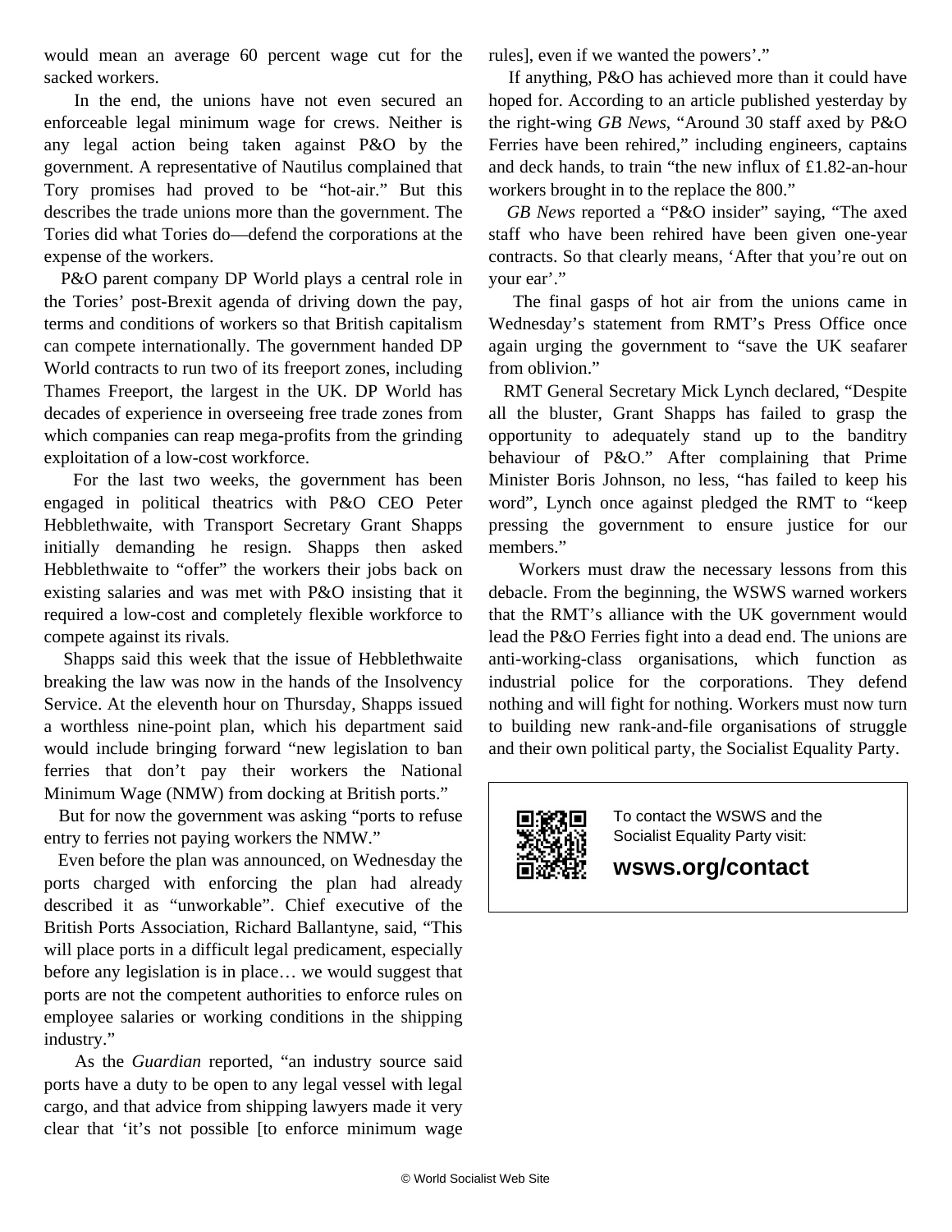would mean an average 60 percent wage cut for the sacked workers.

In the end, the unions have not even secured an enforceable legal minimum wage for crews. Neither is any legal action being taken against P&O by the government. A representative of Nautilus complained that Tory promises had proved to be "hot-air." But this describes the trade unions more than the government. The Tories did what Tories do—defend the corporations at the expense of the workers.

P&O parent company DP World plays a central role in the Tories' post-Brexit agenda of driving down the pay, terms and conditions of workers so that British capitalism can compete internationally. The government handed DP World contracts to run two of its freeport zones, including Thames Freeport, the largest in the UK. DP World has decades of experience in overseeing free trade zones from which companies can reap mega-profits from the grinding exploitation of a low-cost workforce.

For the last two weeks, the government has been engaged in political theatrics with P&O CEO Peter Hebblethwaite, with Transport Secretary Grant Shapps initially demanding he resign. Shapps then asked Hebblethwaite to "offer" the workers their jobs back on existing salaries and was met with P&O insisting that it required a low-cost and completely flexible workforce to compete against its rivals.

Shapps said this week that the issue of Hebblethwaite breaking the law was now in the hands of the Insolvency Service. At the eleventh hour on Thursday, Shapps issued a worthless nine-point plan, which his department said would include bringing forward "new legislation to ban ferries that don't pay their workers the National Minimum Wage (NMW) from docking at British ports."

But for now the government was asking "ports to refuse entry to ferries not paying workers the NMW."

Even before the plan was announced, on Wednesday the ports charged with enforcing the plan had already described it as "unworkable". Chief executive of the British Ports Association, Richard Ballantyne, said, "This will place ports in a difficult legal predicament, especially before any legislation is in place… we would suggest that ports are not the competent authorities to enforce rules on employee salaries or working conditions in the shipping industry."

As the *Guardian* reported, "an industry source said ports have a duty to be open to any legal vessel with legal cargo, and that advice from shipping lawyers made it very clear that 'it's not possible [to enforce minimum wage rules], even if we wanted the powers'."

If anything, P&O has achieved more than it could have hoped for. According to an article published yesterday by the right-wing *GB News*, "Around 30 staff axed by P&O Ferries have been rehired," including engineers, captains and deck hands, to train "the new influx of £1.82-an-hour workers brought in to the replace the 800."

*GB News* reported a "P&O insider" saying, "The axed staff who have been rehired have been given one-year contracts. So that clearly means, 'After that you're out on your ear'."

The final gasps of hot air from the unions came in Wednesday's statement from RMT's Press Office once again urging the government to "save the UK seafarer from oblivion."

RMT General Secretary Mick Lynch declared, "Despite all the bluster, Grant Shapps has failed to grasp the opportunity to adequately stand up to the banditry behaviour of P&O." After complaining that Prime Minister Boris Johnson, no less, "has failed to keep his word", Lynch once against pledged the RMT to "keep pressing the government to ensure justice for our members."

Workers must draw the necessary lessons from this debacle. From the beginning, the WSWS warned workers that the RMT's alliance with the UK government would lead the P&O Ferries fight into a dead end. The unions are anti-working-class organisations, which function as industrial police for the corporations. They defend nothing and will fight for nothing. Workers must now turn to building new rank-and-file organisations of struggle and their own political party, the Socialist Equality Party.

To contact the WSWS and the Socialist Equality Party visit:

**wsws.org/contact**